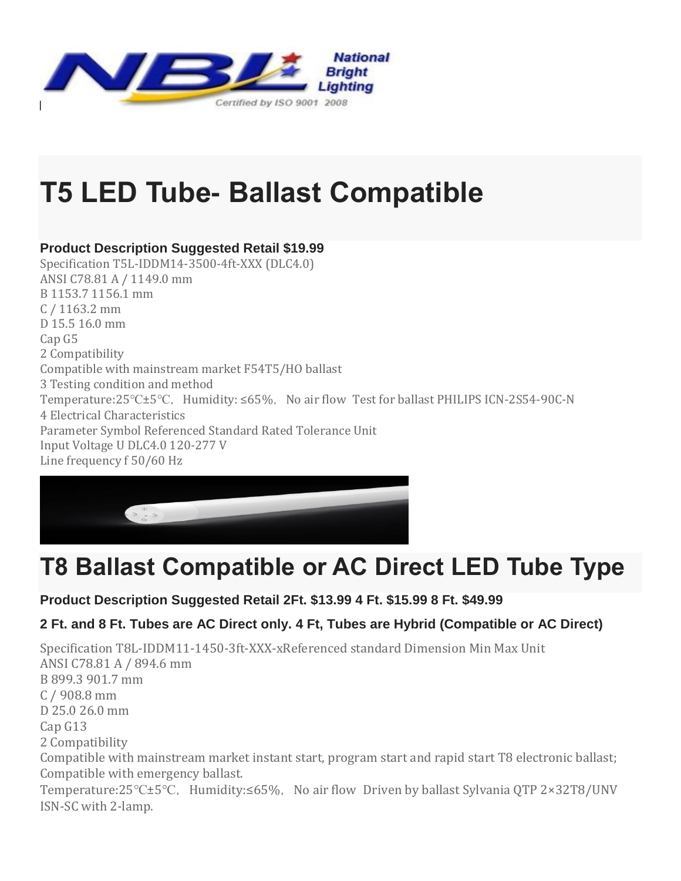# T5 LED Tube- Ballast Compatible

**Product Description Suggested Retail $19.99**

Specification T5L-IDDM14-3500-4ft-XXX (DLC4.0)
ANSI C78.81 A / 1149.0 mm
B 1153.7 1156.1 mm
C / 1163.2 mm
D 15.5 16.0 mm
Cap G5
2 Compatibility
Compatible with mainstream market F54T5/HO ballast
3 Testing condition and method
Temperature:25℃±5℃, Humidity: ≤65%, No air flow Test for ballast PHILIPS ICN-2S54-90C-N
4 Electrical Characteristics
Parameter Symbol Referenced Standard Rated Tolerance Unit
Input Voltage U DLC4.0 120-277 V
Line frequency f 50/60 Hz

# T8 Ballast Compatible or AC Direct LED Tube Type

**Product Description Suggested Retail 2Ft. $13.99 4 Ft. $15.99 8 Ft. $49.99**

**2 Ft. and 8 Ft. Tubes are AC Direct only. 4 Ft, Tubes are Hybrid (Compatible or AC Direct)**

Specification T8L-IDDM11-1450-3ft-XXX-xReferenced standard Dimension Min Max Unit
ANSI C78.81 A / 894.6 mm
B 899.3 901.7 mm
C / 908.8 mm
D 25.0 26.0 mm
Cap G13
2 Compatibility
Compatible with mainstream market instant start, program start and rapid start T8 electronic ballast; Compatible with emergency ballast.
Temperature:25℃±5℃, Humidity:≤65%, No air flow Driven by ballast Sylvania QTP 2×32T8/UNV ISN-SC with 2-lamp.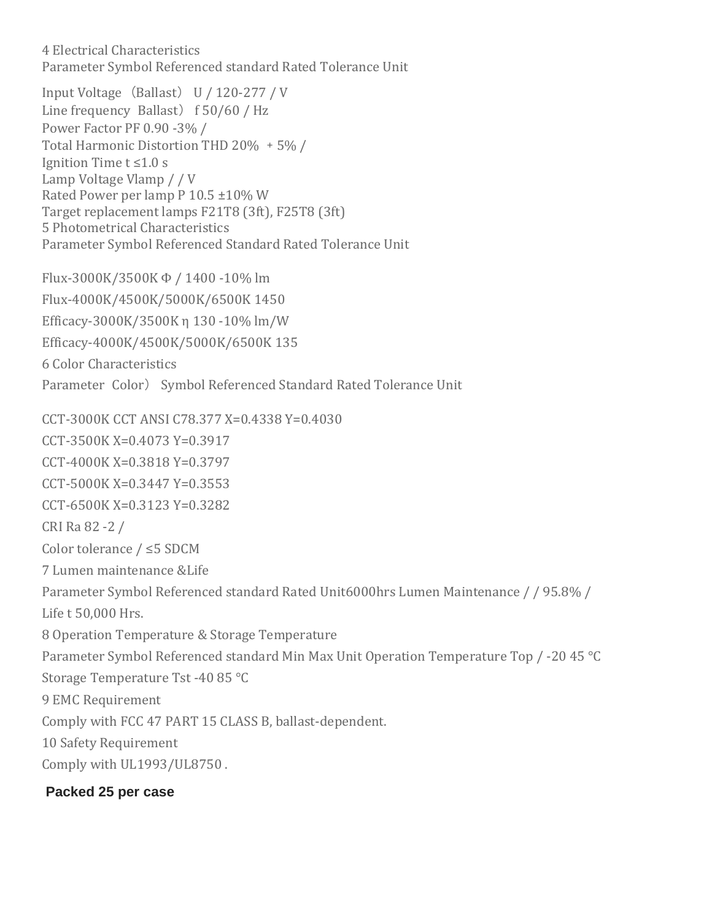4 Electrical Characteristics

Parameter Symbol Referenced standard Rated Tolerance Unit

Input Voltage （Ballast） U / 120-277 / V

Line frequency Ballast） f 50/60 / Hz

Power Factor PF 0.90 -3% /

Total Harmonic Distortion THD 20% + 5% /

Ignition Time t ≤1.0 s

Lamp Voltage Vlamp / / V

Rated Power per lamp P 10.5 ±10% W

Target replacement lamps F21T8 (3ft), F25T8 (3ft)

5 Photometrical Characteristics

Parameter Symbol Referenced Standard Rated Tolerance Unit

Flux-3000K/3500K Φ / 1400 -10% lm

Flux-4000K/4500K/5000K/6500K 1450

Efficacy-3000K/3500K η 130 -10% lm/W

Efficacy-4000K/4500K/5000K/6500K 135

6 Color Characteristics

Parameter Color） Symbol Referenced Standard Rated Tolerance Unit

CCT-3000K CCT ANSI C78.377 X=0.4338 Y=0.4030

CCT-3500K X=0.4073 Y=0.3917

CCT-4000K X=0.3818 Y=0.3797

CCT-5000K X=0.3447 Y=0.3553

CCT-6500K X=0.3123 Y=0.3282

CRI Ra 82 -2 /

Color tolerance / ≤5 SDCM

7 Lumen maintenance &Life

Parameter Symbol Referenced standard Rated Unit6000hrs Lumen Maintenance / / 95.8% /

Life t 50,000 Hrs.

8 Operation Temperature & Storage Temperature

Parameter Symbol Referenced standard Min Max Unit Operation Temperature Top / -20 45 °C

Storage Temperature Tst -40 85 °C

9 EMC Requirement

Comply with FCC 47 PART 15 CLASS B, ballast-dependent.

10 Safety Requirement

Comply with UL1993/UL8750 .

**Packed 25 per case**